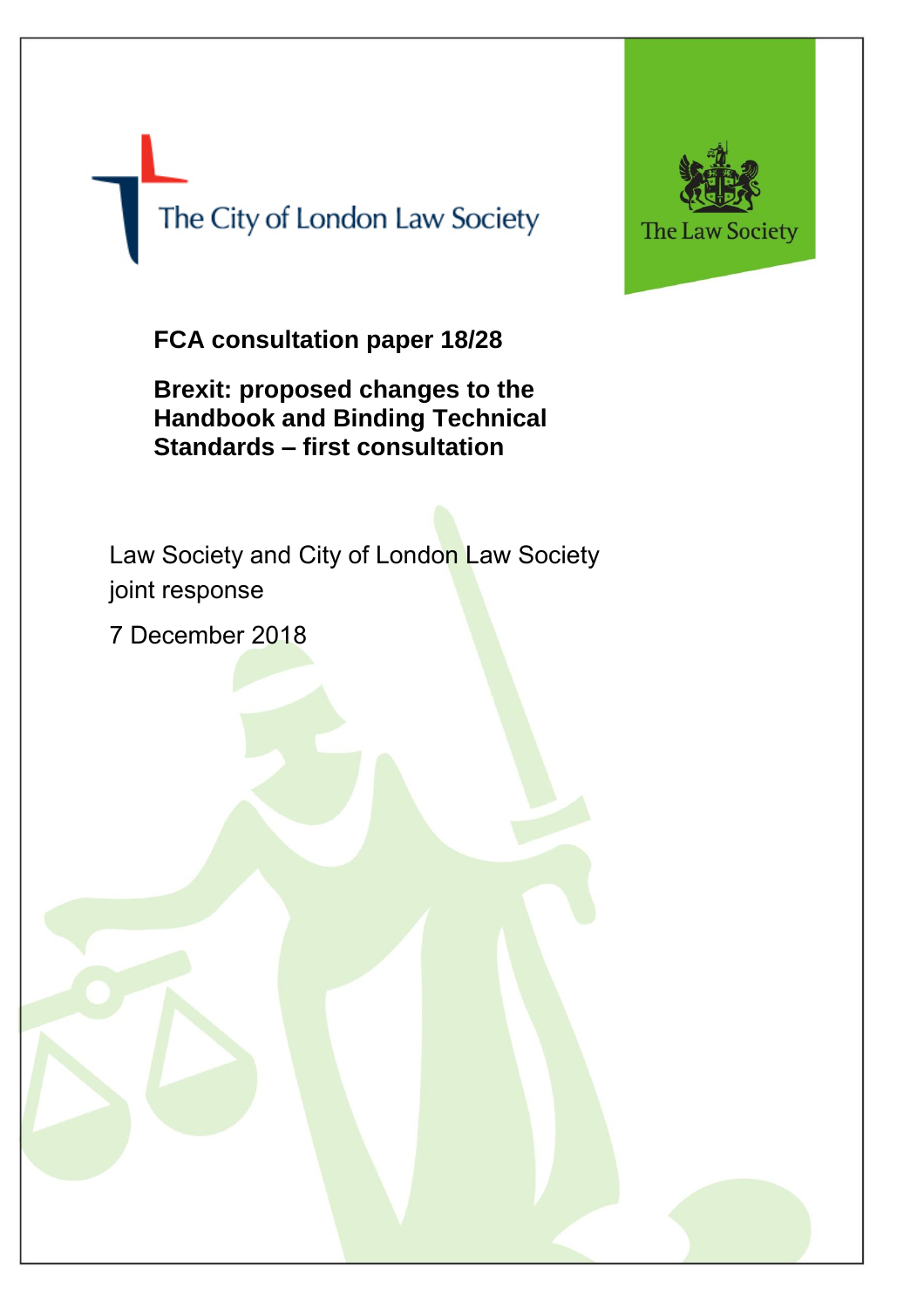The City of London Law Society

The Law Society

# FCA consultation paper 18/28

## Brexit: proposed changes to the Handbook and Binding Technical Standards – first consultation

Law Society and City of London Law Society joint response

7 December 2018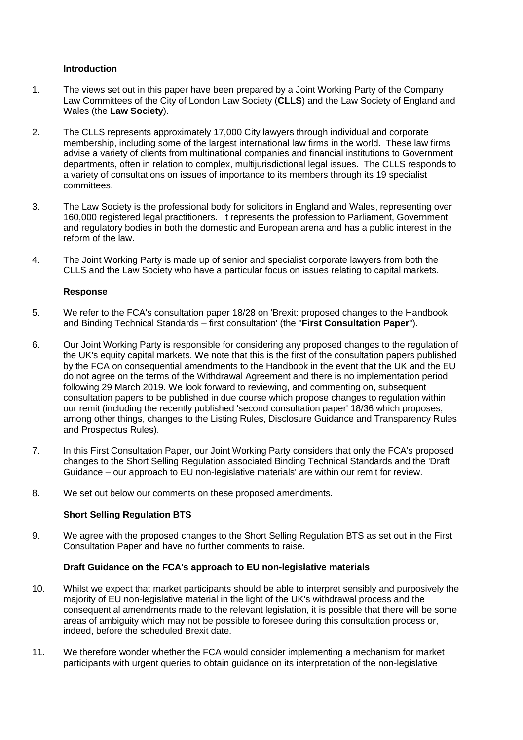### Introduction

1. The views set out in this paper have been prepared by a Joint Working Party of the Company Law Committees of the City of London Law Society (**CLLS**) and the Law Society of England and Wales (the **Law Society**).

2. The CLLS represents approximately 17,000 City lawyers through individual and corporate membership, including some of the largest international law firms in the world. These law firms advise a variety of clients from multinational companies and financial institutions to Government departments, often in relation to complex, multijurisdictional legal issues. The CLLS responds to a variety of consultations on issues of importance to its members through its 19 specialist committees.

3. The Law Society is the professional body for solicitors in England and Wales, representing over 160,000 registered legal practitioners. It represents the profession to Parliament, Government and regulatory bodies in both the domestic and European arena and has a public interest in the reform of the law.

4. The Joint Working Party is made up of senior and specialist corporate lawyers from both the CLLS and the Law Society who have a particular focus on issues relating to capital markets.

### Response

5. We refer to the FCA's consultation paper 18/28 on 'Brexit: proposed changes to the Handbook and Binding Technical Standards – first consultation' (the "**First Consultation Paper**").

6. Our Joint Working Party is responsible for considering any proposed changes to the regulation of the UK's equity capital markets. We note that this is the first of the consultation papers published by the FCA on consequential amendments to the Handbook in the event that the UK and the EU do not agree on the terms of the Withdrawal Agreement and there is no implementation period following 29 March 2019. We look forward to reviewing, and commenting on, subsequent consultation papers to be published in due course which propose changes to regulation within our remit (including the recently published 'second consultation paper' 18/36 which proposes, among other things, changes to the Listing Rules, Disclosure Guidance and Transparency Rules and Prospectus Rules).

7. In this First Consultation Paper, our Joint Working Party considers that only the FCA's proposed changes to the Short Selling Regulation associated Binding Technical Standards and the 'Draft Guidance – our approach to EU non-legislative materials' are within our remit for review.

8. We set out below our comments on these proposed amendments.

### Short Selling Regulation BTS

9. We agree with the proposed changes to the Short Selling Regulation BTS as set out in the First Consultation Paper and have no further comments to raise.

### Draft Guidance on the FCA's approach to EU non-legislative materials

10. Whilst we expect that market participants should be able to interpret sensibly and purposively the majority of EU non-legislative material in the light of the UK's withdrawal process and the consequential amendments made to the relevant legislation, it is possible that there will be some areas of ambiguity which may not be possible to foresee during this consultation process or, indeed, before the scheduled Brexit date.

11. We therefore wonder whether the FCA would consider implementing a mechanism for market participants with urgent queries to obtain guidance on its interpretation of the non-legislative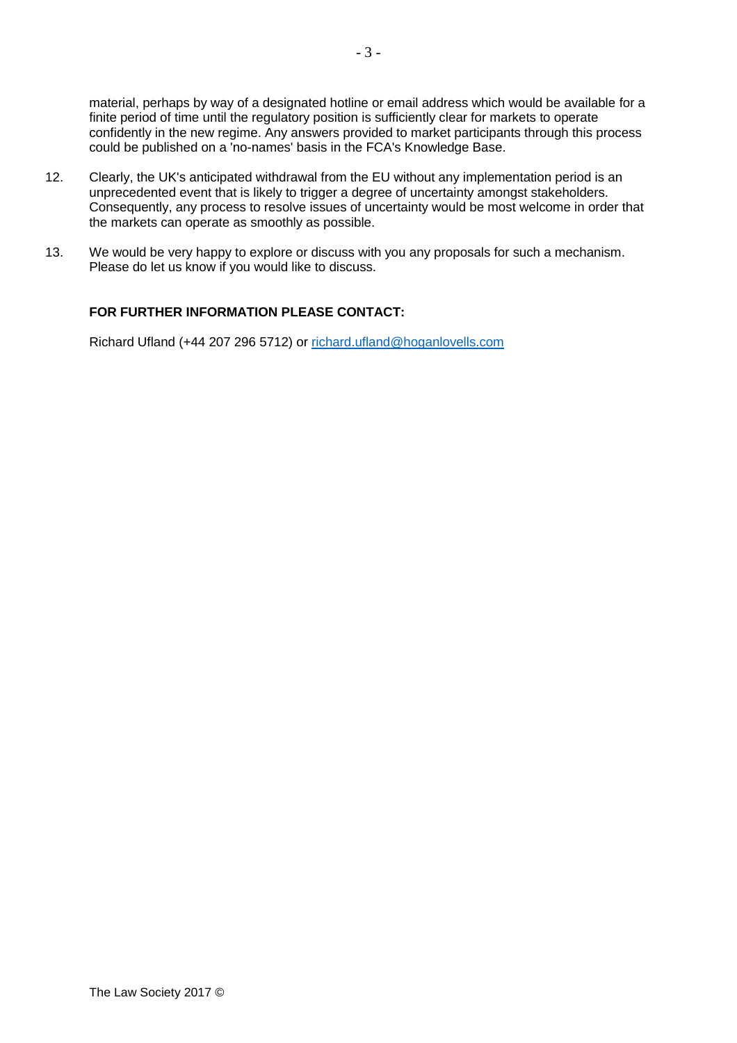material, perhaps by way of a designated hotline or email address which would be available for a finite period of time until the regulatory position is sufficiently clear for markets to operate confidently in the new regime. Any answers provided to market participants through this process could be published on a 'no-names' basis in the FCA's Knowledge Base.

12. Clearly, the UK's anticipated withdrawal from the EU without any implementation period is an unprecedented event that is likely to trigger a degree of uncertainty amongst stakeholders. Consequently, any process to resolve issues of uncertainty would be most welcome in order that the markets can operate as smoothly as possible.

13. We would be very happy to explore or discuss with you any proposals for such a mechanism. Please do let us know if you would like to discuss.

**FOR FURTHER INFORMATION PLEASE CONTACT:**

Richard Ufland (+44 207 296 5712) or richard.ufland@hoganlovells.com

The Law Society 2017 ©